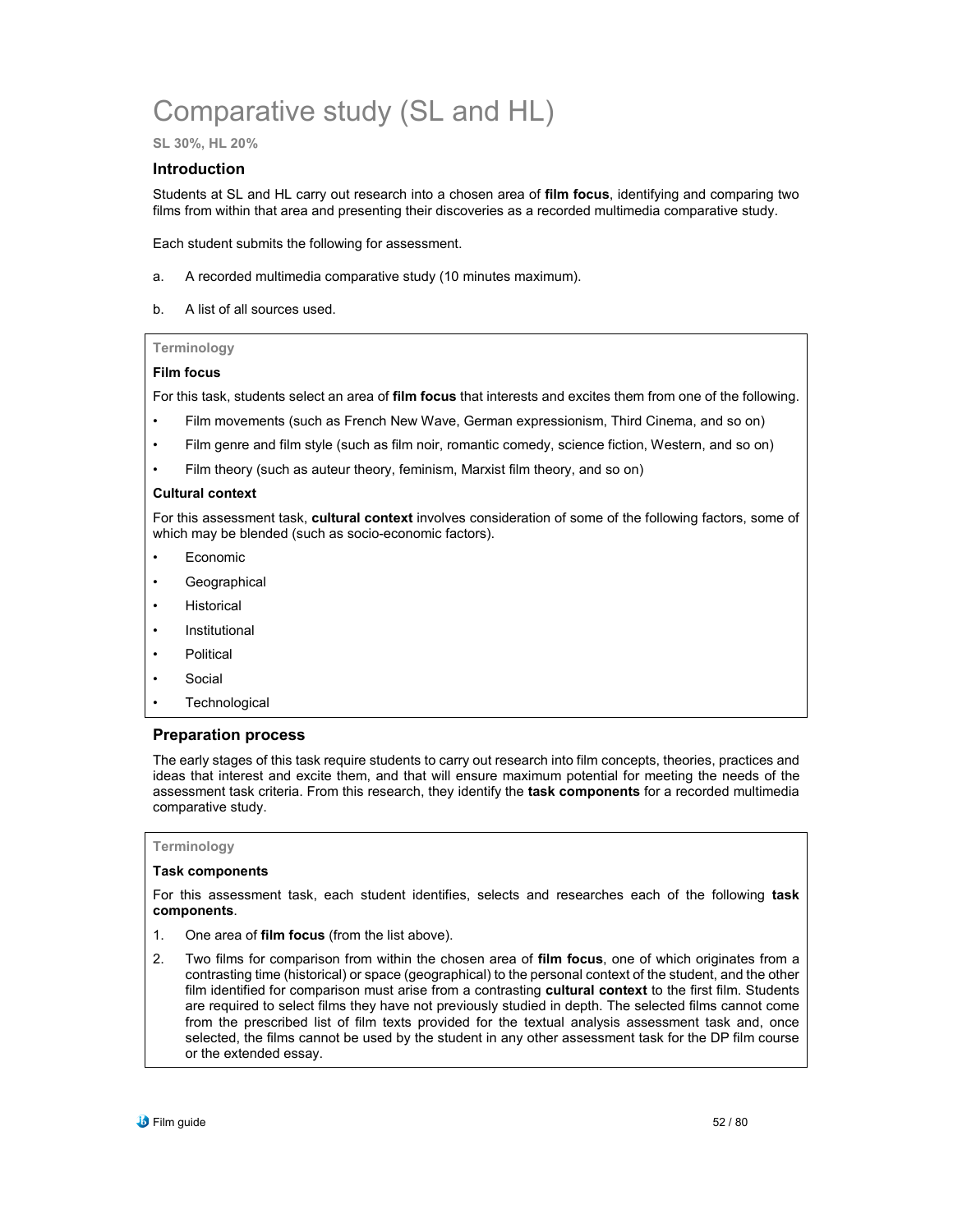# Comparative study (SL and HL)

**SL 30%, HL 20%**

## Introduction

Students at SL and HL carry out research into a chosen area of **film focus**, identifying and comparing two films from within that area and presenting their discoveries as a recorded multimedia comparative study.

Each student submits the following for assessment.

a. A recorded multimedia comparative study (10 minutes maximum).

b. A list of all sources used.

> **Terminology**
>
> **Film focus**
>
> For this task, students select an area of **film focus** that interests and excites them from one of the following.
>
> - Film movements (such as French New Wave, German expressionism, Third Cinema, and so on)
> - Film genre and film style (such as film noir, romantic comedy, science fiction, Western, and so on)
> - Film theory (such as auteur theory, feminism, Marxist film theory, and so on)
>
> **Cultural context**
>
> For this assessment task, **cultural context** involves consideration of some of the following factors, some of which may be blended (such as socio-economic factors).
>
> - Economic
> - Geographical
> - Historical
> - Institutional
> - Political
> - Social
> - Technological

## Preparation process

The early stages of this task require students to carry out research into film concepts, theories, practices and ideas that interest and excite them, and that will ensure maximum potential for meeting the needs of the assessment task criteria. From this research, they identify the **task components** for a recorded multimedia comparative study.

> **Terminology**
>
> **Task components**
>
> For this assessment task, each student identifies, selects and researches each of the following **task components**.
>
> 1. One area of **film focus** (from the list above).
> 2. Two films for comparison from within the chosen area of **film focus**, one of which originates from a contrasting time (historical) or space (geographical) to the personal context of the student, and the other film identified for comparison must arise from a contrasting **cultural context** to the first film. Students are required to select films they have not previously studied in depth. The selected films cannot come from the prescribed list of film texts provided for the textual analysis assessment task and, once selected, the films cannot be used by the student in any other assessment task for the DP film course or the extended essay.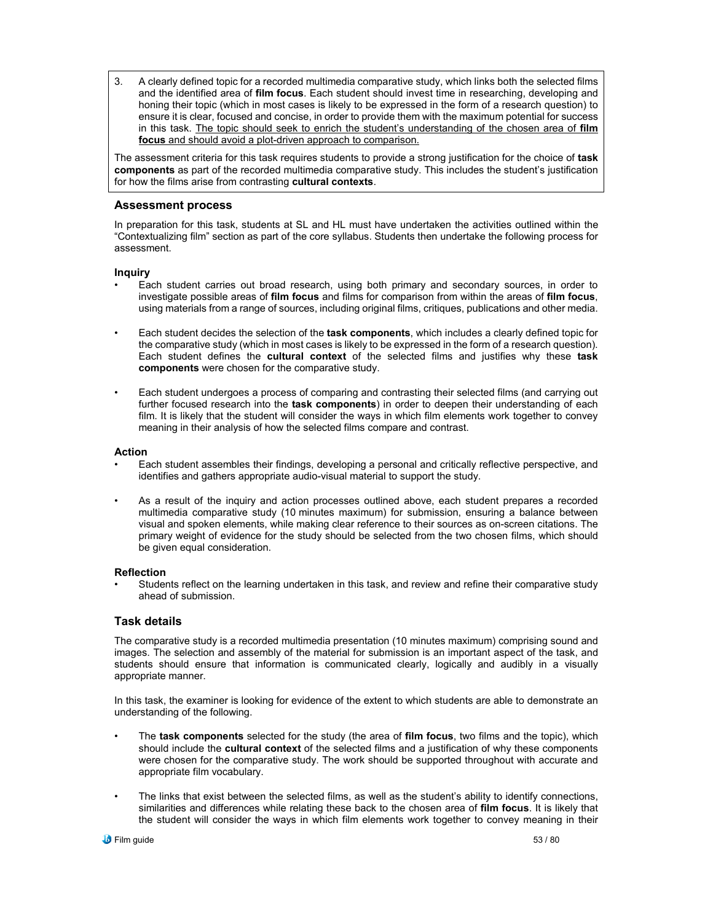3. A clearly defined topic for a recorded multimedia comparative study, which links both the selected films and the identified area of **film focus**. Each student should invest time in researching, developing and honing their topic (which in most cases is likely to be expressed in the form of a research question) to ensure it is clear, focused and concise, in order to provide them with the maximum potential for success in this task. <u>The topic should seek to enrich the student's understanding of the chosen area of **film focus** and should avoid a plot-driven approach to comparison.</u>

The assessment criteria for this task requires students to provide a strong justification for the choice of **task components** as part of the recorded multimedia comparative study. This includes the student's justification for how the films arise from contrasting **cultural contexts**.

## Assessment process

In preparation for this task, students at SL and HL must have undertaken the activities outlined within the "Contextualizing film" section as part of the core syllabus. Students then undertake the following process for assessment.

### Inquiry

- Each student carries out broad research, using both primary and secondary sources, in order to investigate possible areas of **film focus** and films for comparison from within the areas of **film focus**, using materials from a range of sources, including original films, critiques, publications and other media.
- Each student decides the selection of the **task components**, which includes a clearly defined topic for the comparative study (which in most cases is likely to be expressed in the form of a research question). Each student defines the **cultural context** of the selected films and justifies why these **task components** were chosen for the comparative study.
- Each student undergoes a process of comparing and contrasting their selected films (and carrying out further focused research into the **task components**) in order to deepen their understanding of each film. It is likely that the student will consider the ways in which film elements work together to convey meaning in their analysis of how the selected films compare and contrast.

### Action

- Each student assembles their findings, developing a personal and critically reflective perspective, and identifies and gathers appropriate audio-visual material to support the study.
- As a result of the inquiry and action processes outlined above, each student prepares a recorded multimedia comparative study (10 minutes maximum) for submission, ensuring a balance between visual and spoken elements, while making clear reference to their sources as on-screen citations. The primary weight of evidence for the study should be selected from the two chosen films, which should be given equal consideration.

### Reflection

- Students reflect on the learning undertaken in this task, and review and refine their comparative study ahead of submission.

## Task details

The comparative study is a recorded multimedia presentation (10 minutes maximum) comprising sound and images. The selection and assembly of the material for submission is an important aspect of the task, and students should ensure that information is communicated clearly, logically and audibly in a visually appropriate manner.

In this task, the examiner is looking for evidence of the extent to which students are able to demonstrate an understanding of the following.

- The **task components** selected for the study (the area of **film focus**, two films and the topic), which should include the **cultural context** of the selected films and a justification of why these components were chosen for the comparative study. The work should be supported throughout with accurate and appropriate film vocabulary.
- The links that exist between the selected films, as well as the student's ability to identify connections, similarities and differences while relating these back to the chosen area of **film focus**. It is likely that the student will consider the ways in which film elements work together to convey meaning in their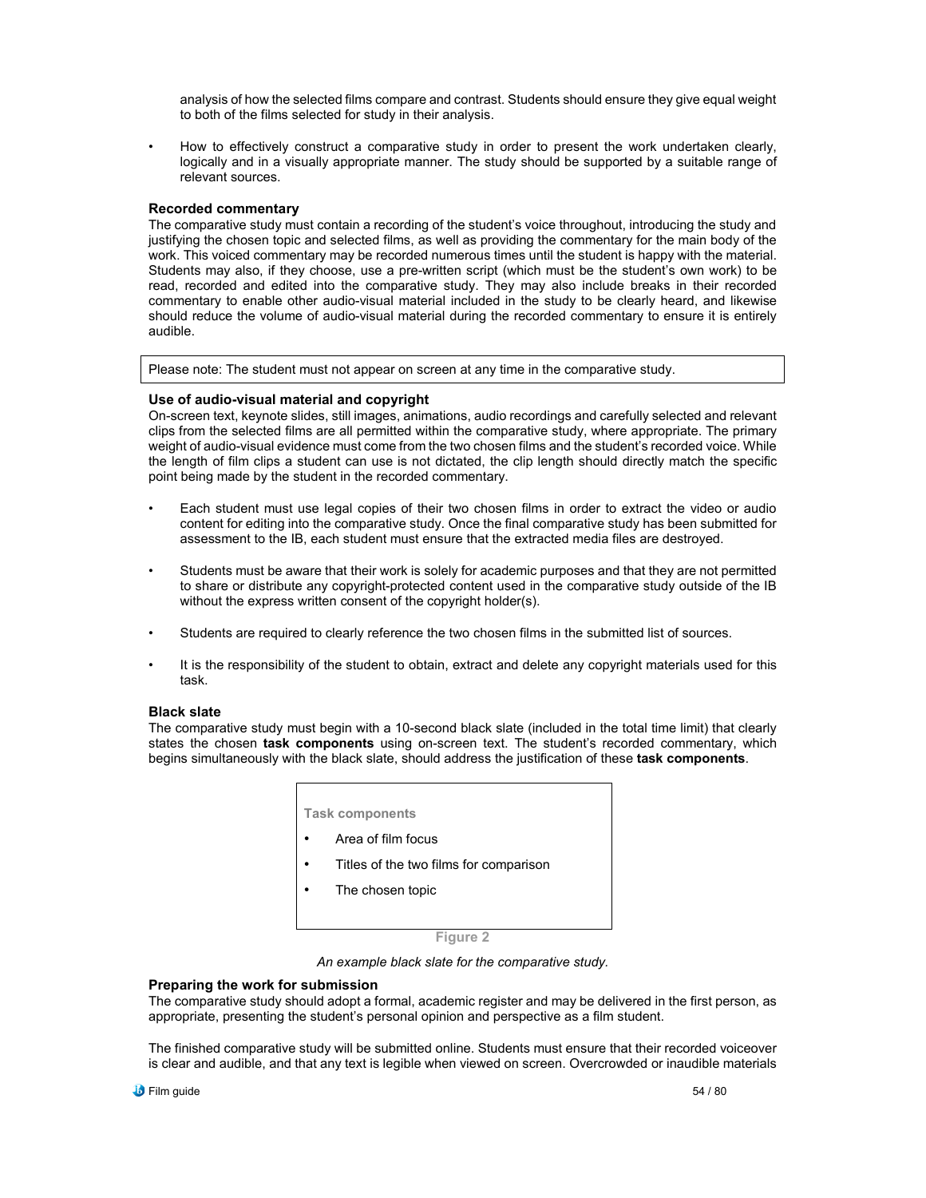analysis of how the selected films compare and contrast. Students should ensure they give equal weight to both of the films selected for study in their analysis.

- How to effectively construct a comparative study in order to present the work undertaken clearly, logically and in a visually appropriate manner. The study should be supported by a suitable range of relevant sources.

### Recorded commentary

The comparative study must contain a recording of the student's voice throughout, introducing the study and justifying the chosen topic and selected films, as well as providing the commentary for the main body of the work. This voiced commentary may be recorded numerous times until the student is happy with the material. Students may also, if they choose, use a pre-written script (which must be the student's own work) to be read, recorded and edited into the comparative study. They may also include breaks in their recorded commentary to enable other audio-visual material included in the study to be clearly heard, and likewise should reduce the volume of audio-visual material during the recorded commentary to ensure it is entirely audible.

> Please note: The student must not appear on screen at any time in the comparative study.

### Use of audio-visual material and copyright

On-screen text, keynote slides, still images, animations, audio recordings and carefully selected and relevant clips from the selected films are all permitted within the comparative study, where appropriate. The primary weight of audio-visual evidence must come from the two chosen films and the student's recorded voice. While the length of film clips a student can use is not dictated, the clip length should directly match the specific point being made by the student in the recorded commentary.

- Each student must use legal copies of their two chosen films in order to extract the video or audio content for editing into the comparative study. Once the final comparative study has been submitted for assessment to the IB, each student must ensure that the extracted media files are destroyed.

- Students must be aware that their work is solely for academic purposes and that they are not permitted to share or distribute any copyright-protected content used in the comparative study outside of the IB without the express written consent of the copyright holder(s).

- Students are required to clearly reference the two chosen films in the submitted list of sources.

- It is the responsibility of the student to obtain, extract and delete any copyright materials used for this task.

### Black slate

The comparative study must begin with a 10-second black slate (included in the total time limit) that clearly states the chosen **task components** using on-screen text. The student's recorded commentary, which begins simultaneously with the black slate, should address the justification of these **task components**.

> **Task components**
>
> - Area of film focus
> - Titles of the two films for comparison
> - The chosen topic

**Figure 2**

*An example black slate for the comparative study.*

### Preparing the work for submission

The comparative study should adopt a formal, academic register and may be delivered in the first person, as appropriate, presenting the student's personal opinion and perspective as a film student.

The finished comparative study will be submitted online. Students must ensure that their recorded voiceover is clear and audible, and that any text is legible when viewed on screen. Overcrowded or inaudible materials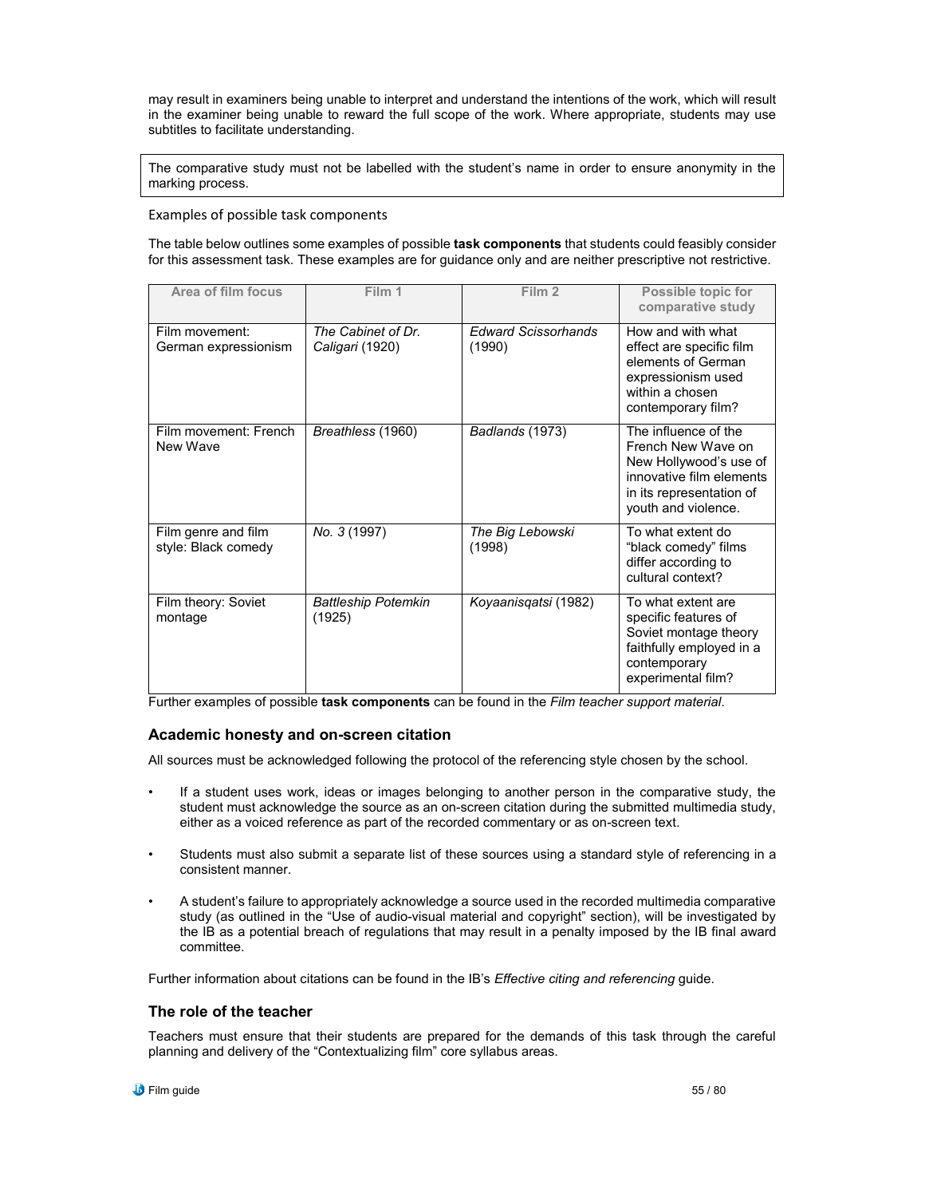may result in examiners being unable to interpret and understand the intentions of the work, which will result in the examiner being unable to reward the full scope of the work. Where appropriate, students may use subtitles to facilitate understanding.

The comparative study must not be labelled with the student's name in order to ensure anonymity in the marking process.

Examples of possible task components

The table below outlines some examples of possible **task components** that students could feasibly consider for this assessment task. These examples are for guidance only and are neither prescriptive not restrictive.

| Area of film focus | Film 1 | Film 2 | Possible topic for comparative study |
|---|---|---|---|
| Film movement: German expressionism | *The Cabinet of Dr. Caligari* (1920) | *Edward Scissorhands* (1990) | How and with what effect are specific film elements of German expressionism used within a chosen contemporary film? |
| Film movement: French New Wave | *Breathless* (1960) | *Badlands* (1973) | The influence of the French New Wave on New Hollywood's use of innovative film elements in its representation of youth and violence. |
| Film genre and film style: Black comedy | *No. 3* (1997) | *The Big Lebowski* (1998) | To what extent do "black comedy" films differ according to cultural context? |
| Film theory: Soviet montage | *Battleship Potemkin* (1925) | *Koyaanisqatsi* (1982) | To what extent are specific features of Soviet montage theory faithfully employed in a contemporary experimental film? |

Further examples of possible **task components** can be found in the *Film teacher support material*.

### Academic honesty and on-screen citation

All sources must be acknowledged following the protocol of the referencing style chosen by the school.

- If a student uses work, ideas or images belonging to another person in the comparative study, the student must acknowledge the source as an on-screen citation during the submitted multimedia study, either as a voiced reference as part of the recorded commentary or as on-screen text.
- Students must also submit a separate list of these sources using a standard style of referencing in a consistent manner.
- A student's failure to appropriately acknowledge a source used in the recorded multimedia comparative study (as outlined in the "Use of audio-visual material and copyright" section), will be investigated by the IB as a potential breach of regulations that may result in a penalty imposed by the IB final award committee.

Further information about citations can be found in the IB's *Effective citing and referencing* guide.

### The role of the teacher

Teachers must ensure that their students are prepared for the demands of this task through the careful planning and delivery of the "Contextualizing film" core syllabus areas.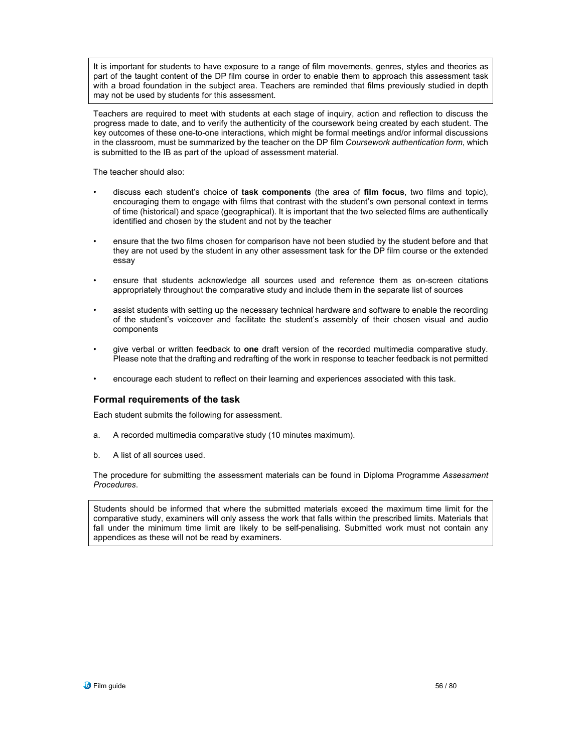> It is important for students to have exposure to a range of film movements, genres, styles and theories as part of the taught content of the DP film course in order to enable them to approach this assessment task with a broad foundation in the subject area. Teachers are reminded that films previously studied in depth may not be used by students for this assessment.

Teachers are required to meet with students at each stage of inquiry, action and reflection to discuss the progress made to date, and to verify the authenticity of the coursework being created by each student. The key outcomes of these one-to-one interactions, which might be formal meetings and/or informal discussions in the classroom, must be summarized by the teacher on the DP film *Coursework authentication form*, which is submitted to the IB as part of the upload of assessment material.

The teacher should also:

- discuss each student's choice of **task components** (the area of **film focus**, two films and topic), encouraging them to engage with films that contrast with the student's own personal context in terms of time (historical) and space (geographical). It is important that the two selected films are authentically identified and chosen by the student and not by the teacher
- ensure that the two films chosen for comparison have not been studied by the student before and that they are not used by the student in any other assessment task for the DP film course or the extended essay
- ensure that students acknowledge all sources used and reference them as on-screen citations appropriately throughout the comparative study and include them in the separate list of sources
- assist students with setting up the necessary technical hardware and software to enable the recording of the student's voiceover and facilitate the student's assembly of their chosen visual and audio components
- give verbal or written feedback to **one** draft version of the recorded multimedia comparative study. Please note that the drafting and redrafting of the work in response to teacher feedback is not permitted
- encourage each student to reflect on their learning and experiences associated with this task.

### Formal requirements of the task

Each student submits the following for assessment.

a. A recorded multimedia comparative study (10 minutes maximum).

b. A list of all sources used.

The procedure for submitting the assessment materials can be found in Diploma Programme *Assessment Procedures*.

> Students should be informed that where the submitted materials exceed the maximum time limit for the comparative study, examiners will only assess the work that falls within the prescribed limits. Materials that fall under the minimum time limit are likely to be self-penalising. Submitted work must not contain any appendices as these will not be read by examiners.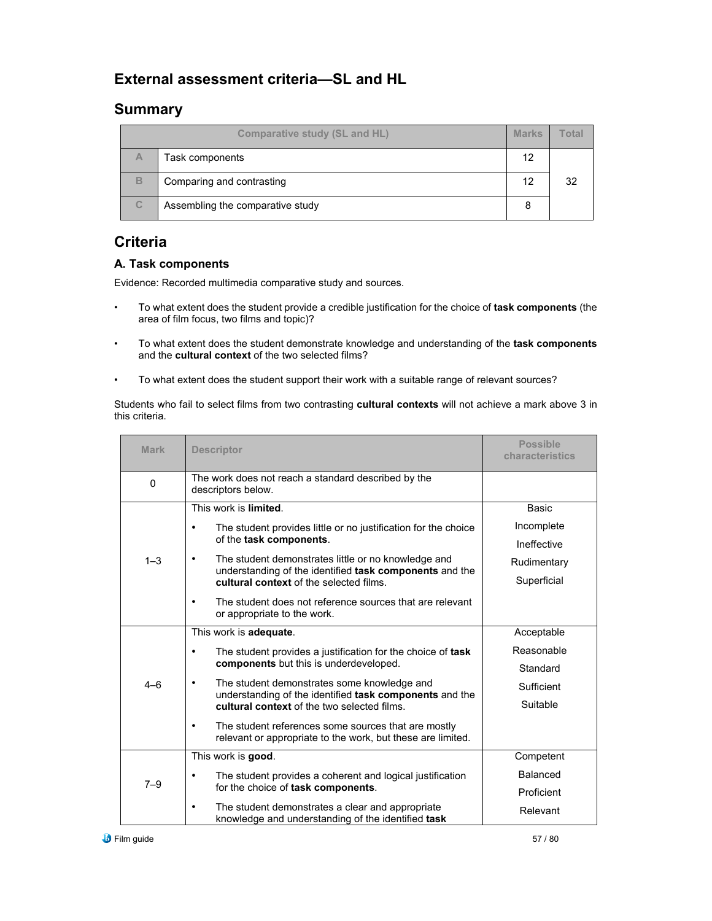# External assessment criteria—SL and HL

## Summary

| | Comparative study (SL and HL) | Marks | Total |
|---|---|---|---|
| A | Task components | 12 | 32 |
| B | Comparing and contrasting | 12 | |
| C | Assembling the comparative study | 8 | |

## Criteria

### A. Task components

Evidence: Recorded multimedia comparative study and sources.

- To what extent does the student provide a credible justification for the choice of **task components** (the area of film focus, two films and topic)?
- To what extent does the student demonstrate knowledge and understanding of the **task components** and the **cultural context** of the two selected films?
- To what extent does the student support their work with a suitable range of relevant sources?

Students who fail to select films from two contrasting **cultural contexts** will not achieve a mark above 3 in this criteria.

| Mark | Descriptor | Possible characteristics |
|---|---|---|
| 0 | The work does not reach a standard described by the descriptors below. | |
| 1–3 | This work is **limited**.<br>• The student provides little or no justification for the choice of the **task components**.<br>• The student demonstrates little or no knowledge and understanding of the identified **task components** and the **cultural context** of the selected films.<br>• The student does not reference sources that are relevant or appropriate to the work. | Basic<br>Incomplete<br>Ineffective<br>Rudimentary<br>Superficial |
| 4–6 | This work is **adequate**.<br>• The student provides a justification for the choice of **task components** but this is underdeveloped.<br>• The student demonstrates some knowledge and understanding of the identified **task components** and the **cultural context** of the two selected films.<br>• The student references some sources that are mostly relevant or appropriate to the work, but these are limited. | Acceptable<br>Reasonable<br>Standard<br>Sufficient<br>Suitable |
| 7–9 | This work is **good**.<br>• The student provides a coherent and logical justification for the choice of **task components**.<br>• The student demonstrates a clear and appropriate knowledge and understanding of the identified **task** | Competent<br>Balanced<br>Proficient<br>Relevant |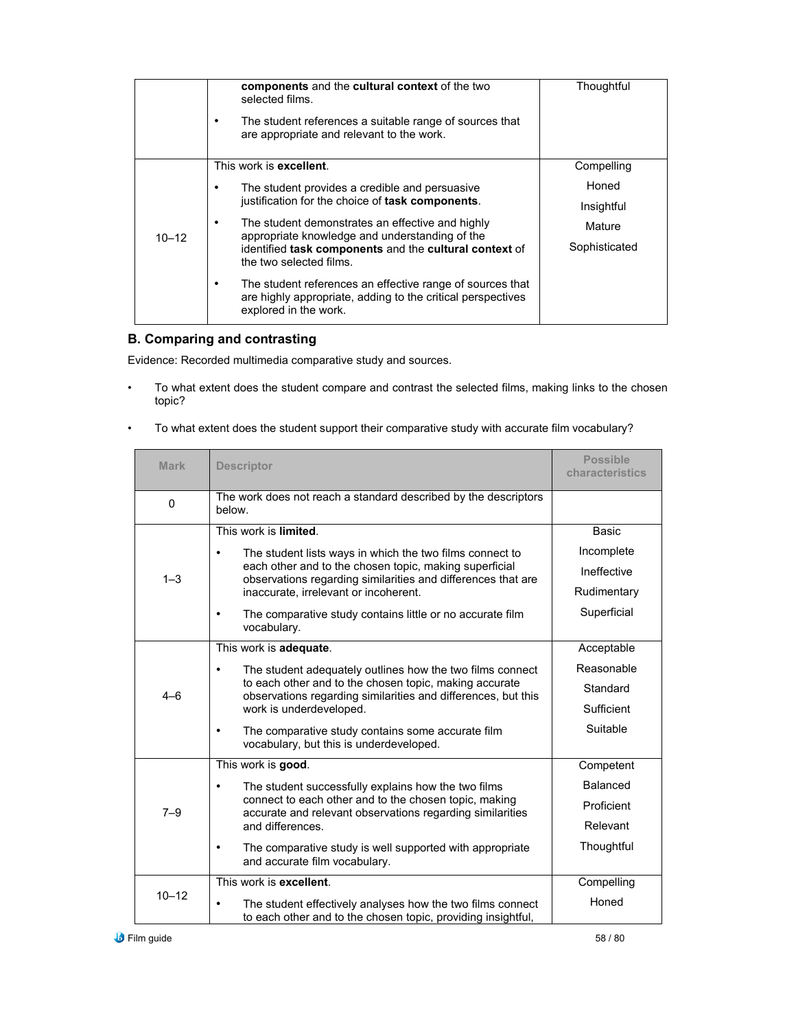| | | |
|---|---|---|
| | **components** and the **cultural context** of the two selected films.<br>• The student references a suitable range of sources that are appropriate and relevant to the work. | Thoughtful |
| 10–12 | This work is **excellent**.<br>• The student provides a credible and persuasive justification for the choice of **task components**.<br>• The student demonstrates an effective and highly appropriate knowledge and understanding of the identified **task components** and the **cultural context** of the two selected films.<br>• The student references an effective range of sources that are highly appropriate, adding to the critical perspectives explored in the work. | Compelling<br>Honed<br>Insightful<br>Mature<br>Sophisticated |

## B. Comparing and contrasting

Evidence: Recorded multimedia comparative study and sources.

- To what extent does the student compare and contrast the selected films, making links to the chosen topic?
- To what extent does the student support their comparative study with accurate film vocabulary?

| Mark | Descriptor | Possible characteristics |
|---|---|---|
| 0 | The work does not reach a standard described by the descriptors below. | |
| 1–3 | This work is **limited**.<br>• The student lists ways in which the two films connect to each other and to the chosen topic, making superficial observations regarding similarities and differences that are inaccurate, irrelevant or incoherent.<br>• The comparative study contains little or no accurate film vocabulary. | Basic<br>Incomplete<br>Ineffective<br>Rudimentary<br>Superficial |
| 4–6 | This work is **adequate**.<br>• The student adequately outlines how the two films connect to each other and to the chosen topic, making accurate observations regarding similarities and differences, but this work is underdeveloped.<br>• The comparative study contains some accurate film vocabulary, but this is underdeveloped. | Acceptable<br>Reasonable<br>Standard<br>Sufficient<br>Suitable |
| 7–9 | This work is **good**.<br>• The student successfully explains how the two films connect to each other and to the chosen topic, making accurate and relevant observations regarding similarities and differences.<br>• The comparative study is well supported with appropriate and accurate film vocabulary. | Competent<br>Balanced<br>Proficient<br>Relevant<br>Thoughtful |
| 10–12 | This work is **excellent**.<br>• The student effectively analyses how the two films connect to each other and to the chosen topic, providing insightful, | Compelling<br>Honed |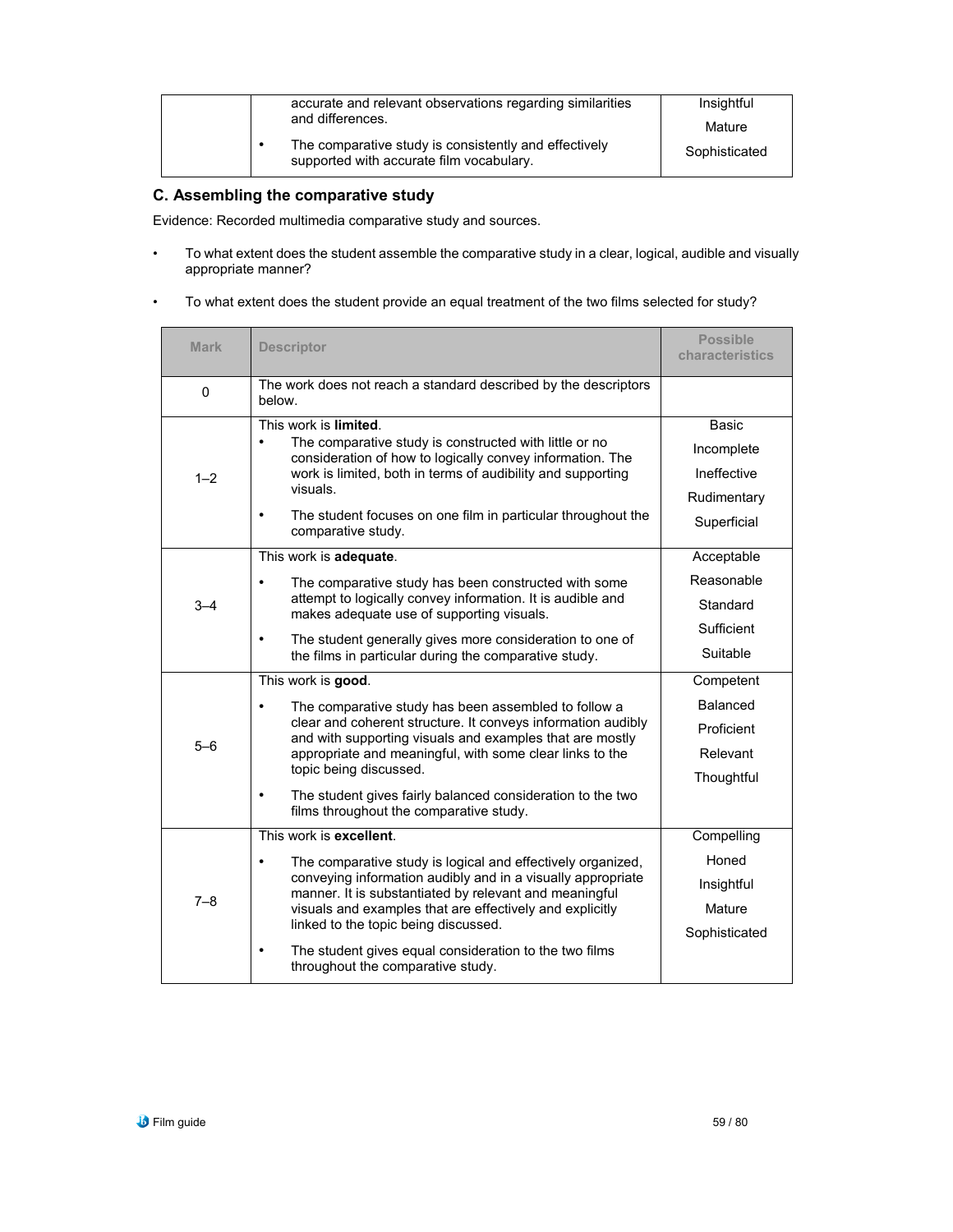| | | |
|---|---|---|
| | accurate and relevant observations regarding similarities and differences.<br>• The comparative study is consistently and effectively supported with accurate film vocabulary. | Insightful<br>Mature<br>Sophisticated |

### C. Assembling the comparative study

Evidence: Recorded multimedia comparative study and sources.

- To what extent does the student assemble the comparative study in a clear, logical, audible and visually appropriate manner?
- To what extent does the student provide an equal treatment of the two films selected for study?

| Mark | Descriptor | Possible characteristics |
|---|---|---|
| 0 | The work does not reach a standard described by the descriptors below. | |
| 1–2 | This work is **limited**.<br>• The comparative study is constructed with little or no consideration of how to logically convey information. The work is limited, both in terms of audibility and supporting visuals.<br>• The student focuses on one film in particular throughout the comparative study. | Basic<br>Incomplete<br>Ineffective<br>Rudimentary<br>Superficial |
| 3–4 | This work is **adequate**.<br>• The comparative study has been constructed with some attempt to logically convey information. It is audible and makes adequate use of supporting visuals.<br>• The student generally gives more consideration to one of the films in particular during the comparative study. | Acceptable<br>Reasonable<br>Standard<br>Sufficient<br>Suitable |
| 5–6 | This work is **good**.<br>• The comparative study has been assembled to follow a clear and coherent structure. It conveys information audibly and with supporting visuals and examples that are mostly appropriate and meaningful, with some clear links to the topic being discussed.<br>• The student gives fairly balanced consideration to the two films throughout the comparative study. | Competent<br>Balanced<br>Proficient<br>Relevant<br>Thoughtful |
| 7–8 | This work is **excellent**.<br>• The comparative study is logical and effectively organized, conveying information audibly and in a visually appropriate manner. It is substantiated by relevant and meaningful visuals and examples that are effectively and explicitly linked to the topic being discussed.<br>• The student gives equal consideration to the two films throughout the comparative study. | Compelling<br>Honed<br>Insightful<br>Mature<br>Sophisticated |